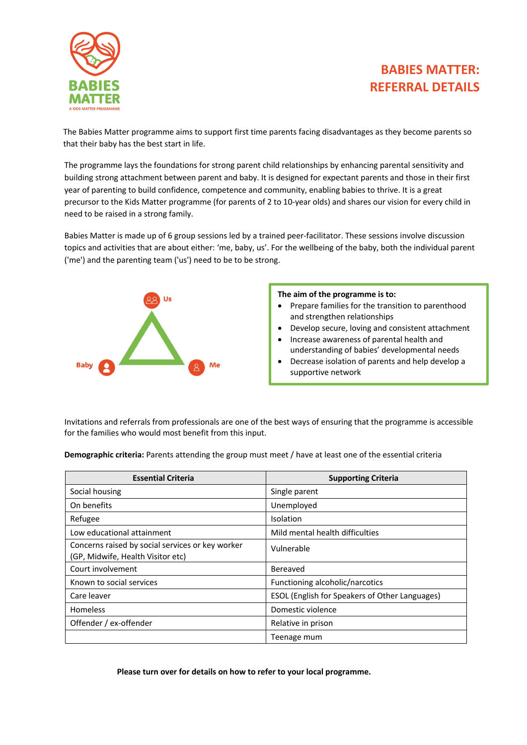# BABIES MATTER: REFERRAL DETAILS

The Babies Matter programme aims to support first time parents facing disadvantages as they become parents so that their baby has the best start in life.

The programme lays the foundations for strong parent child relationships by enhancing parental sensitivity and building strong attachment between parent and baby. It is designed for expectant parents and those in their first year of parenting to build confidence, competence and community, enabling babies to thrive. It is a great precursor to the Kids Matter programme (for parents of 2 to 10-year olds) and shares our vision for every child in need to be raised in a strong family.

Babies Matter is made up of 6 group sessions led by a trained peer-facilitator. These sessions involve discussion topics and activities that are about either: 'me, baby, us'. For the wellbeing of the baby, both the individual parent ('me') and the parenting team ('us') need to be to be strong.

Us

Baby Me

**The aim of the programme is to:**

- Prepare families for the transition to parenthood and strengthen relationships
- Develop secure, loving and consistent attachment
- Increase awareness of parental health and understanding of babies' developmental needs
- Decrease isolation of parents and help develop a supportive network

Invitations and referrals from professionals are one of the best ways of ensuring that the programme is accessible for the families who would most benefit from this input.

**Demographic criteria:** Parents attending the group must meet / have at least one of the essential criteria

| Essential Criteria | Supporting Criteria |
|---|---|
| Social housing | Single parent |
| On benefits | Unemployed |
| Refugee | Isolation |
| Low educational attainment | Mild mental health difficulties |
| Concerns raised by social services or key worker (GP, Midwife, Health Visitor etc) | Vulnerable |
| Court involvement | Bereaved |
| Known to social services | Functioning alcoholic/narcotics |
| Care leaver | ESOL (English for Speakers of Other Languages) |
| Homeless | Domestic violence |
| Offender / ex-offender | Relative in prison |
| | Teenage mum |

**Please turn over for details on how to refer to your local programme.**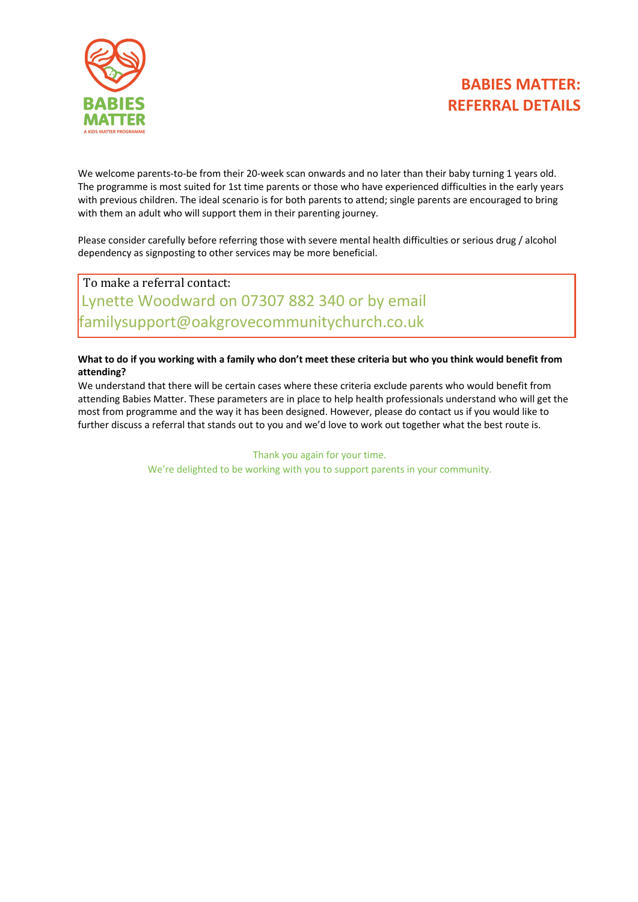BABIES MATTER

A KIDS MATTER PROGRAMME

# BABIES MATTER: REFERRAL DETAILS

We welcome parents-to-be from their 20-week scan onwards and no later than their baby turning 1 years old. The programme is most suited for 1st time parents or those who have experienced difficulties in the early years with previous children. The ideal scenario is for both parents to attend; single parents are encouraged to bring with them an adult who will support them in their parenting journey.

Please consider carefully before referring those with severe mental health difficulties or serious drug / alcohol dependency as signposting to other services may be more beneficial.

To make a referral contact:
Lynette Woodward on 07307 882 340 or by email familysupport@oakgrovecommunitychurch.co.uk

**What to do if you working with a family who don't meet these criteria but who you think would benefit from attending?**

We understand that there will be certain cases where these criteria exclude parents who would benefit from attending Babies Matter. These parameters are in place to help health professionals understand who will get the most from programme and the way it has been designed. However, please do contact us if you would like to further discuss a referral that stands out to you and we'd love to work out together what the best route is.

Thank you again for your time.
We're delighted to be working with you to support parents in your community.